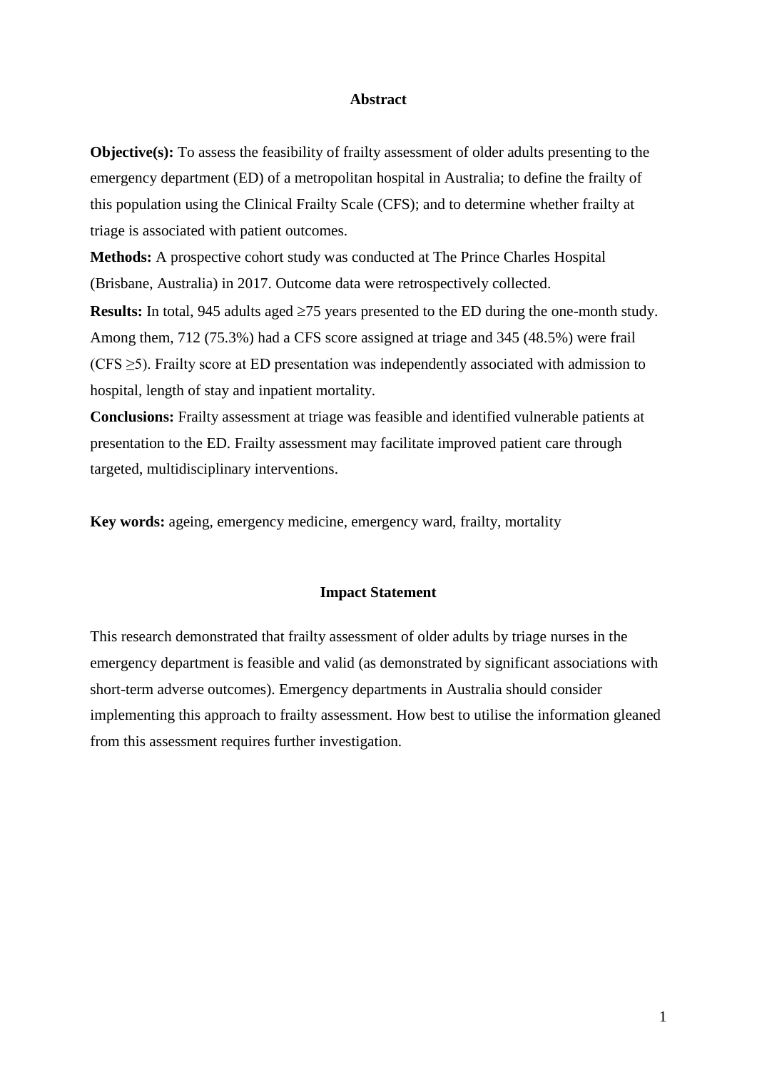## Abstract

**Objective(s):** To assess the feasibility of frailty assessment of older adults presenting to the emergency department (ED) of a metropolitan hospital in Australia; to define the frailty of this population using the Clinical Frailty Scale (CFS); and to determine whether frailty at triage is associated with patient outcomes.

**Methods:** A prospective cohort study was conducted at The Prince Charles Hospital (Brisbane, Australia) in 2017. Outcome data were retrospectively collected.

**Results:** In total, 945 adults aged ≥75 years presented to the ED during the one-month study. Among them, 712 (75.3%) had a CFS score assigned at triage and 345 (48.5%) were frail (CFS ≥5). Frailty score at ED presentation was independently associated with admission to hospital, length of stay and inpatient mortality.

**Conclusions:** Frailty assessment at triage was feasible and identified vulnerable patients at presentation to the ED. Frailty assessment may facilitate improved patient care through targeted, multidisciplinary interventions.

**Key words:** ageing, emergency medicine, emergency ward, frailty, mortality

## Impact Statement

This research demonstrated that frailty assessment of older adults by triage nurses in the emergency department is feasible and valid (as demonstrated by significant associations with short-term adverse outcomes). Emergency departments in Australia should consider implementing this approach to frailty assessment. How best to utilise the information gleaned from this assessment requires further investigation.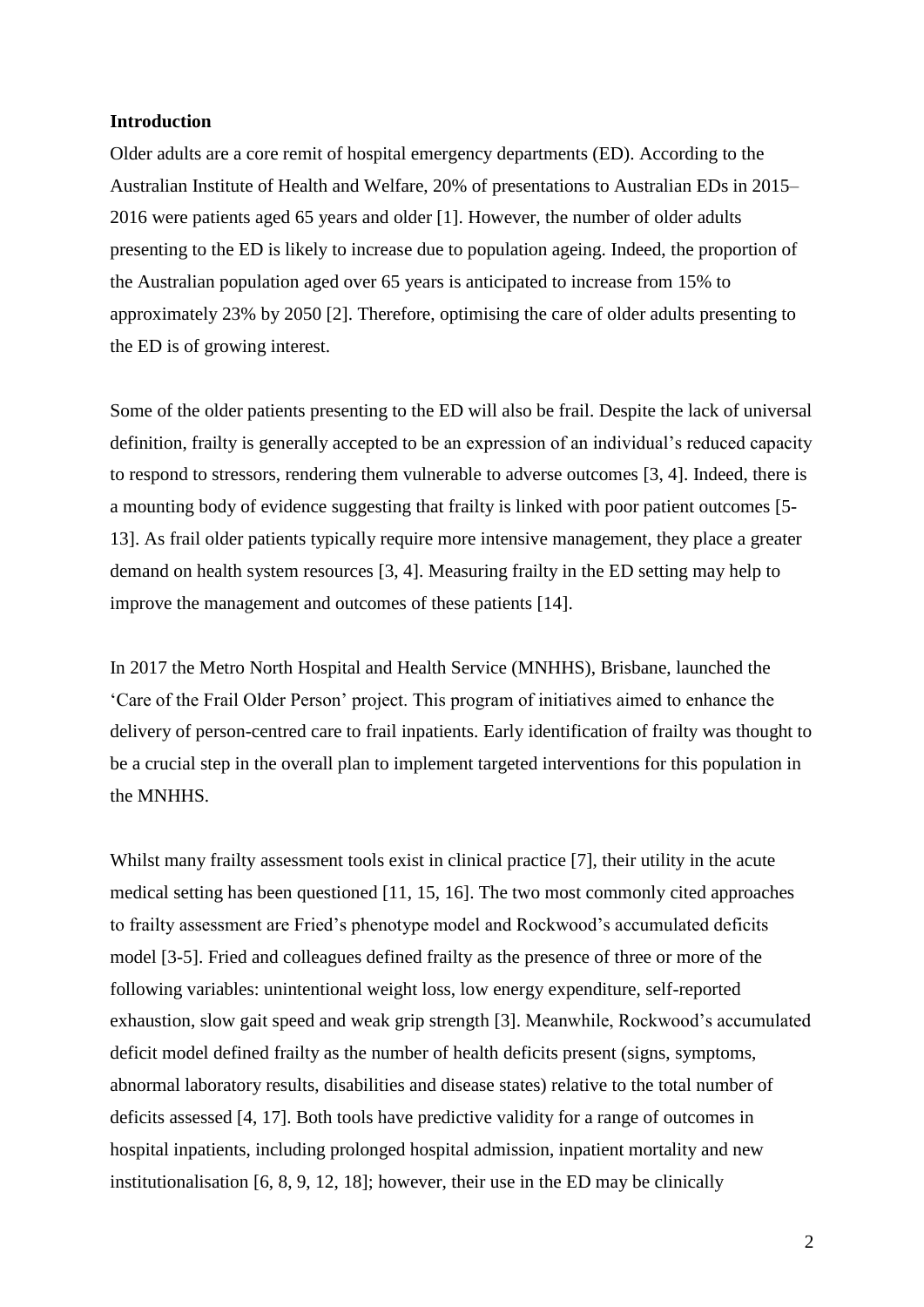## Introduction

Older adults are a core remit of hospital emergency departments (ED). According to the Australian Institute of Health and Welfare, 20% of presentations to Australian EDs in 2015–2016 were patients aged 65 years and older [1]. However, the number of older adults presenting to the ED is likely to increase due to population ageing. Indeed, the proportion of the Australian population aged over 65 years is anticipated to increase from 15% to approximately 23% by 2050 [2]. Therefore, optimising the care of older adults presenting to the ED is of growing interest.

Some of the older patients presenting to the ED will also be frail. Despite the lack of universal definition, frailty is generally accepted to be an expression of an individual's reduced capacity to respond to stressors, rendering them vulnerable to adverse outcomes [3, 4]. Indeed, there is a mounting body of evidence suggesting that frailty is linked with poor patient outcomes [5-13]. As frail older patients typically require more intensive management, they place a greater demand on health system resources [3, 4]. Measuring frailty in the ED setting may help to improve the management and outcomes of these patients [14].

In 2017 the Metro North Hospital and Health Service (MNHHS), Brisbane, launched the 'Care of the Frail Older Person' project. This program of initiatives aimed to enhance the delivery of person-centred care to frail inpatients. Early identification of frailty was thought to be a crucial step in the overall plan to implement targeted interventions for this population in the MNHHS.

Whilst many frailty assessment tools exist in clinical practice [7], their utility in the acute medical setting has been questioned [11, 15, 16]. The two most commonly cited approaches to frailty assessment are Fried's phenotype model and Rockwood's accumulated deficits model [3-5]. Fried and colleagues defined frailty as the presence of three or more of the following variables: unintentional weight loss, low energy expenditure, self-reported exhaustion, slow gait speed and weak grip strength [3]. Meanwhile, Rockwood's accumulated deficit model defined frailty as the number of health deficits present (signs, symptoms, abnormal laboratory results, disabilities and disease states) relative to the total number of deficits assessed [4, 17]. Both tools have predictive validity for a range of outcomes in hospital inpatients, including prolonged hospital admission, inpatient mortality and new institutionalisation [6, 8, 9, 12, 18]; however, their use in the ED may be clinically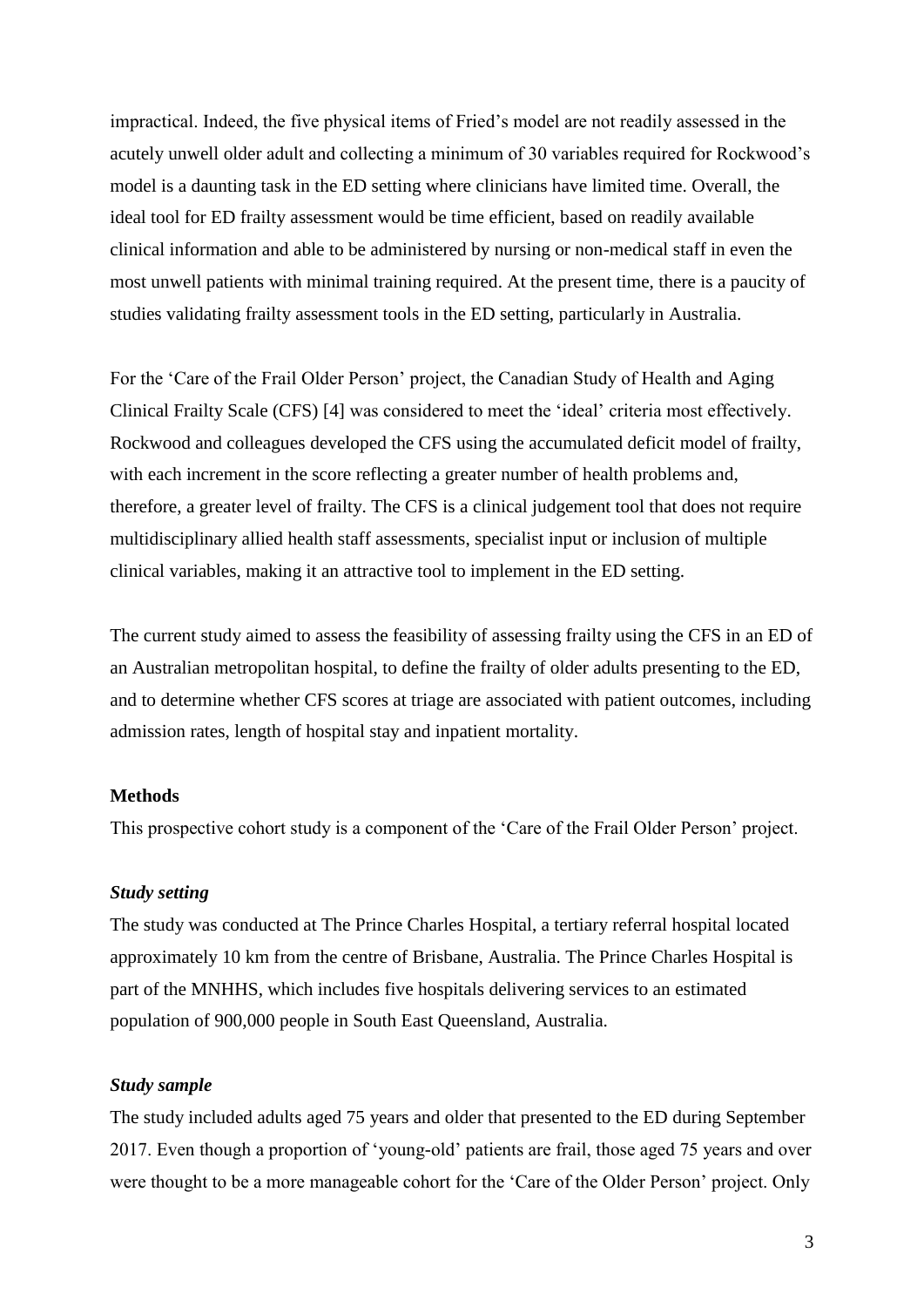impractical. Indeed, the five physical items of Fried's model are not readily assessed in the acutely unwell older adult and collecting a minimum of 30 variables required for Rockwood's model is a daunting task in the ED setting where clinicians have limited time. Overall, the ideal tool for ED frailty assessment would be time efficient, based on readily available clinical information and able to be administered by nursing or non-medical staff in even the most unwell patients with minimal training required. At the present time, there is a paucity of studies validating frailty assessment tools in the ED setting, particularly in Australia.

For the 'Care of the Frail Older Person' project, the Canadian Study of Health and Aging Clinical Frailty Scale (CFS) [4] was considered to meet the 'ideal' criteria most effectively. Rockwood and colleagues developed the CFS using the accumulated deficit model of frailty, with each increment in the score reflecting a greater number of health problems and, therefore, a greater level of frailty. The CFS is a clinical judgement tool that does not require multidisciplinary allied health staff assessments, specialist input or inclusion of multiple clinical variables, making it an attractive tool to implement in the ED setting.

The current study aimed to assess the feasibility of assessing frailty using the CFS in an ED of an Australian metropolitan hospital, to define the frailty of older adults presenting to the ED, and to determine whether CFS scores at triage are associated with patient outcomes, including admission rates, length of hospital stay and inpatient mortality.

## Methods

This prospective cohort study is a component of the 'Care of the Frail Older Person' project.

### *Study setting*

The study was conducted at The Prince Charles Hospital, a tertiary referral hospital located approximately 10 km from the centre of Brisbane, Australia. The Prince Charles Hospital is part of the MNHHS, which includes five hospitals delivering services to an estimated population of 900,000 people in South East Queensland, Australia.

### *Study sample*

The study included adults aged 75 years and older that presented to the ED during September 2017. Even though a proportion of 'young-old' patients are frail, those aged 75 years and over were thought to be a more manageable cohort for the 'Care of the Older Person' project. Only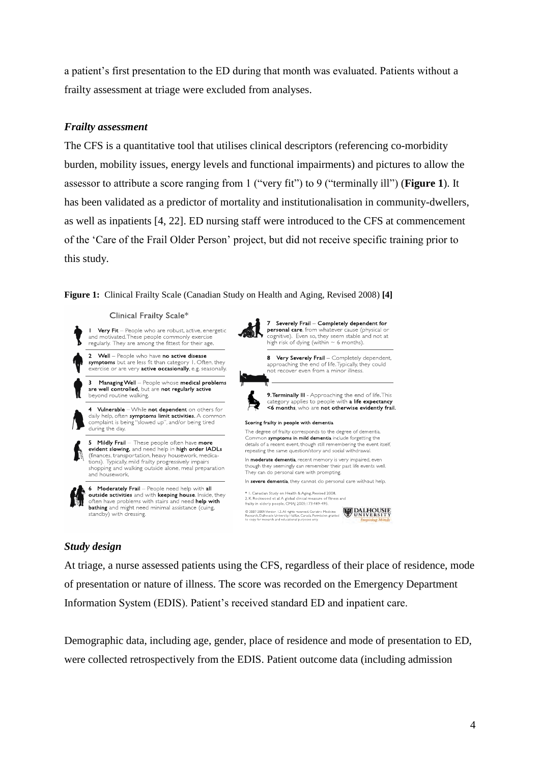a patient's first presentation to the ED during that month was evaluated. Patients without a frailty assessment at triage were excluded from analyses.

### *Frailty assessment*

The CFS is a quantitative tool that utilises clinical descriptors (referencing co-morbidity burden, mobility issues, energy levels and functional impairments) and pictures to allow the assessor to attribute a score ranging from 1 ("very fit") to 9 ("terminally ill") (**Figure 1**). It has been validated as a predictor of mortality and institutionalisation in community-dwellers, as well as inpatients [4, 22]. ED nursing staff were introduced to the CFS at commencement of the 'Care of the Frail Older Person' project, but did not receive specific training prior to this study.

**Figure 1:** Clinical Frailty Scale (Canadian Study on Health and Aging, Revised 2008) **[4]**

Clinical Frailty Scale*

1 **Very Fit** – People who are robust, active, energetic and motivated. These people commonly exercise regularly. They are among the fittest for their age.

2 **Well** – People who have **no active disease symptoms** but are less fit than category 1. Often, they exercise or are very **active occasionally**, e.g. seasonally.

3 **Managing Well** – People whose **medical problems are well controlled**, but are **not regularly active** beyond routine walking.

4 **Vulnerable** – While **not dependent** on others for daily help, often **symptoms limit activities**. A common complaint is being "slowed up", and/or being tired during the day.

5 **Mildly Frail** – These people often have **more evident slowing**, and need help in **high order IADLs** (finances, transportation, heavy housework, medications). Typically, mild frailty progressively impairs shopping and walking outside alone, meal preparation and housework.

6 **Moderately Frail** – People need help with **all outside activities** and with **keeping house**. Inside, they often have problems with stairs and need **help with bathing** and might need minimal assistance (cuing, standby) with dressing.

7 **Severely Frail** – **Completely dependent for personal care**, from whatever cause (physical or cognitive). Even so, they seem stable and not at high risk of dying (within ~ 6 months).

8 **Very Severely Frail** – Completely dependent, approaching the end of life. Typically, they could not recover even from a minor illness.

9. **Terminally Ill** - Approaching the end of life. This category applies to people with **a life expectancy <6 months**, who are **not otherwise evidently frail**.

**Scoring frailty in people with dementia**

The degree of frailty corresponds to the degree of dementia. Common **symptoms in mild dementia** include forgetting the details of a recent event, though still remembering the event itself, repeating the same question/story and social withdrawal.

In **moderate dementia**, recent memory is very impaired, even though they seemingly can remember their past life events well. They can do personal care with prompting.

In **severe dementia**, they cannot do personal care without help.

\* 1. Canadian Study on Health & Aging, Revised 2008.
2. K. Rockwood et al. A global clinical measure of fitness and frailty in elderly people. CMAJ 2005;173:489-495.

© 2007-2009. Version 1.2. All rights reserved. Geriatric Medicine Research, Dalhousie University, Halifax, Canada. Permission granted to copy for research and educational purposes only.

DALHOUSIE UNIVERSITY *Inspiring Minds*

### *Study design*

At triage, a nurse assessed patients using the CFS, regardless of their place of residence, mode of presentation or nature of illness. The score was recorded on the Emergency Department Information System (EDIS). Patient's received standard ED and inpatient care.

Demographic data, including age, gender, place of residence and mode of presentation to ED, were collected retrospectively from the EDIS. Patient outcome data (including admission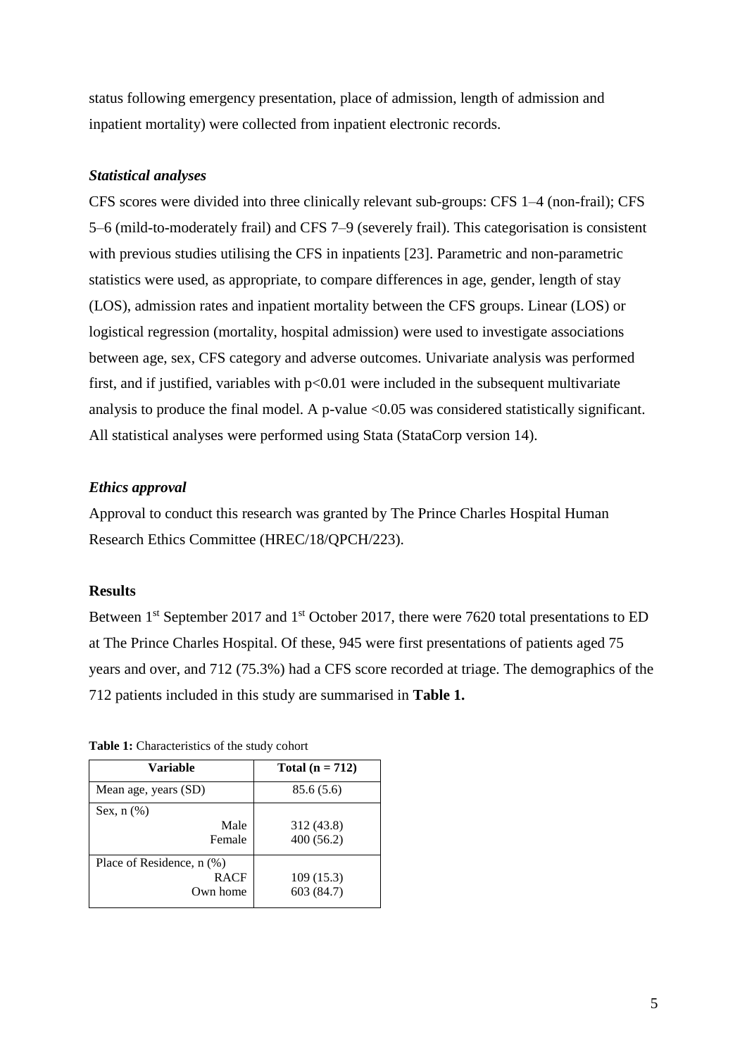status following emergency presentation, place of admission, length of admission and inpatient mortality) were collected from inpatient electronic records.

### *Statistical analyses*

CFS scores were divided into three clinically relevant sub-groups: CFS 1–4 (non-frail); CFS 5–6 (mild-to-moderately frail) and CFS 7–9 (severely frail). This categorisation is consistent with previous studies utilising the CFS in inpatients [23]. Parametric and non-parametric statistics were used, as appropriate, to compare differences in age, gender, length of stay (LOS), admission rates and inpatient mortality between the CFS groups. Linear (LOS) or logistical regression (mortality, hospital admission) were used to investigate associations between age, sex, CFS category and adverse outcomes. Univariate analysis was performed first, and if justified, variables with $p<0.01$ were included in the subsequent multivariate analysis to produce the final model. A p-value $<0.05$ was considered statistically significant. All statistical analyses were performed using Stata (StataCorp version 14).

### *Ethics approval*

Approval to conduct this research was granted by The Prince Charles Hospital Human Research Ethics Committee (HREC/18/QPCH/223).

## Results

Between 1st September 2017 and 1st October 2017, there were 7620 total presentations to ED at The Prince Charles Hospital. Of these, 945 were first presentations of patients aged 75 years and over, and 712 (75.3%) had a CFS score recorded at triage. The demographics of the 712 patients included in this study are summarised in **Table 1.**

**Table 1:** Characteristics of the study cohort

| Variable | Total (n = 712) |
|---|---|
| Mean age, years (SD) | 85.6 (5.6) |
| Sex, n (%) | |
| Male | 312 (43.8) |
| Female | 400 (56.2) |
| Place of Residence, n (%) | |
| RACF | 109 (15.3) |
| Own home | 603 (84.7) |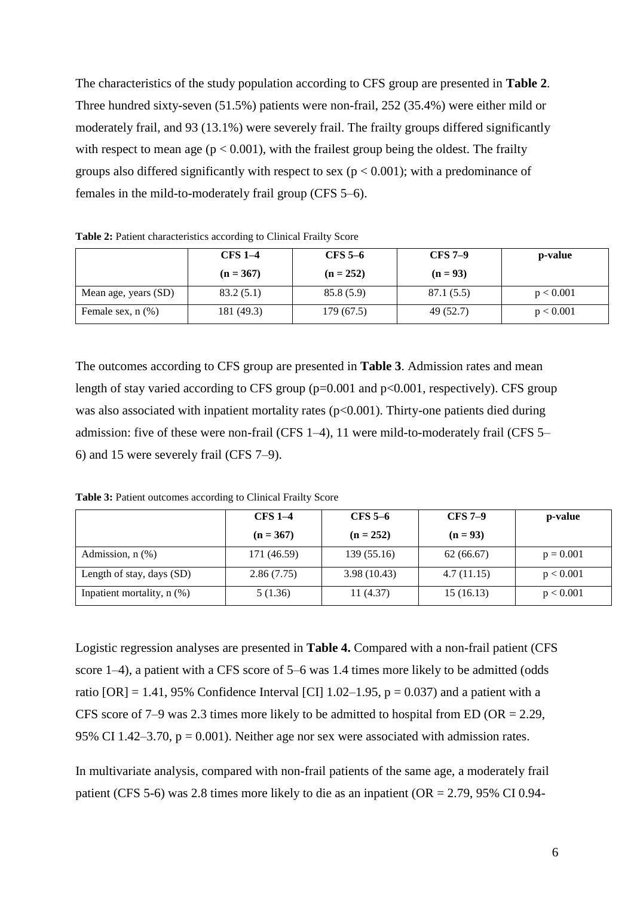The characteristics of the study population according to CFS group are presented in **Table 2**. Three hundred sixty-seven (51.5%) patients were non-frail, 252 (35.4%) were either mild or moderately frail, and 93 (13.1%) were severely frail. The frailty groups differed significantly with respect to mean age ($p < 0.001$), with the frailest group being the oldest. The frailty groups also differed significantly with respect to sex ($p < 0.001$); with a predominance of females in the mild-to-moderately frail group (CFS 5–6).

**Table 2:** Patient characteristics according to Clinical Frailty Score

| | **CFS 1–4 (n = 367)** | **CFS 5–6 (n = 252)** | **CFS 7–9 (n = 93)** | **p-value** |
|---|---|---|---|---|
| Mean age, years (SD) | 83.2 (5.1) | 85.8 (5.9) | 87.1 (5.5) | p < 0.001 |
| Female sex, n (%) | 181 (49.3) | 179 (67.5) | 49 (52.7) | p < 0.001 |

The outcomes according to CFS group are presented in **Table 3**. Admission rates and mean length of stay varied according to CFS group ($p=0.001$ and $p<0.001$, respectively). CFS group was also associated with inpatient mortality rates ($p<0.001$). Thirty-one patients died during admission: five of these were non-frail (CFS 1–4), 11 were mild-to-moderately frail (CFS 5–6) and 15 were severely frail (CFS 7–9).

**Table 3:** Patient outcomes according to Clinical Frailty Score

| | **CFS 1–4 (n = 367)** | **CFS 5–6 (n = 252)** | **CFS 7–9 (n = 93)** | **p-value** |
|---|---|---|---|---|
| Admission, n (%) | 171 (46.59) | 139 (55.16) | 62 (66.67) | p = 0.001 |
| Length of stay, days (SD) | 2.86 (7.75) | 3.98 (10.43) | 4.7 (11.15) | p < 0.001 |
| Inpatient mortality, n (%) | 5 (1.36) | 11 (4.37) | 15 (16.13) | p < 0.001 |

Logistic regression analyses are presented in **Table 4.** Compared with a non-frail patient (CFS score 1–4), a patient with a CFS score of 5–6 was 1.4 times more likely to be admitted (odds ratio [OR] = 1.41, 95% Confidence Interval [CI] 1.02–1.95, $p = 0.037$) and a patient with a CFS score of 7–9 was 2.3 times more likely to be admitted to hospital from ED (OR = 2.29, 95% CI 1.42–3.70, $p = 0.001$). Neither age nor sex were associated with admission rates.

In multivariate analysis, compared with non-frail patients of the same age, a moderately frail patient (CFS 5-6) was 2.8 times more likely to die as an inpatient (OR = 2.79, 95% CI 0.94-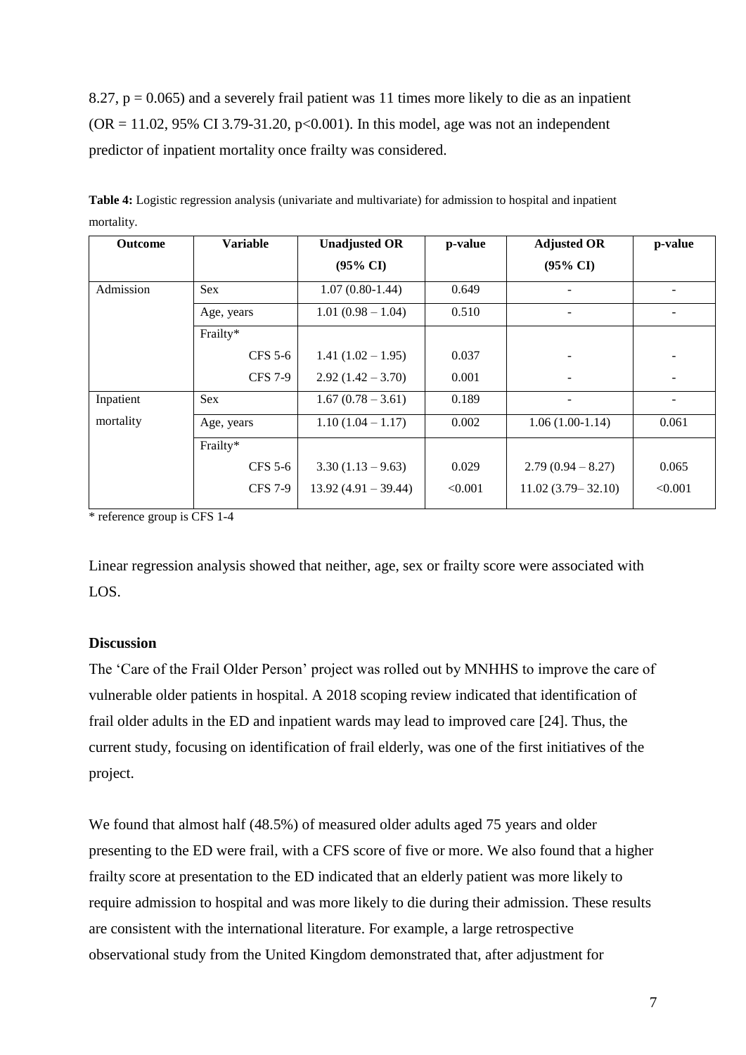8.27, $p = 0.065$) and a severely frail patient was 11 times more likely to die as an inpatient (OR = 11.02, 95% CI 3.79-31.20, $p<0.001$). In this model, age was not an independent predictor of inpatient mortality once frailty was considered.

**Table 4:** Logistic regression analysis (univariate and multivariate) for admission to hospital and inpatient mortality.

| Outcome | Variable | Unadjusted OR (95% CI) | p-value | Adjusted OR (95% CI) | p-value |
|---|---|---|---|---|---|
| Admission | Sex | 1.07 (0.80-1.44) | 0.649 | - | - |
| | Age, years | 1.01 (0.98 – 1.04) | 0.510 | - | - |
| | Frailty* | | | | |
| | CFS 5-6 | 1.41 (1.02 – 1.95) | 0.037 | - | - |
| | CFS 7-9 | 2.92 (1.42 – 3.70) | 0.001 | - | - |
| Inpatient mortality | Sex | 1.67 (0.78 – 3.61) | 0.189 | - | - |
| | Age, years | 1.10 (1.04 – 1.17) | 0.002 | 1.06 (1.00-1.14) | 0.061 |
| | Frailty* | | | | |
| | CFS 5-6 | 3.30 (1.13 – 9.63) | 0.029 | 2.79 (0.94 – 8.27) | 0.065 |
| | CFS 7-9 | 13.92 (4.91 – 39.44) | <0.001 | 11.02 (3.79– 32.10) | <0.001 |

* reference group is CFS 1-4

Linear regression analysis showed that neither, age, sex or frailty score were associated with LOS.

## Discussion

The 'Care of the Frail Older Person' project was rolled out by MNHHS to improve the care of vulnerable older patients in hospital. A 2018 scoping review indicated that identification of frail older adults in the ED and inpatient wards may lead to improved care [24]. Thus, the current study, focusing on identification of frail elderly, was one of the first initiatives of the project.

We found that almost half (48.5%) of measured older adults aged 75 years and older presenting to the ED were frail, with a CFS score of five or more. We also found that a higher frailty score at presentation to the ED indicated that an elderly patient was more likely to require admission to hospital and was more likely to die during their admission. These results are consistent with the international literature. For example, a large retrospective observational study from the United Kingdom demonstrated that, after adjustment for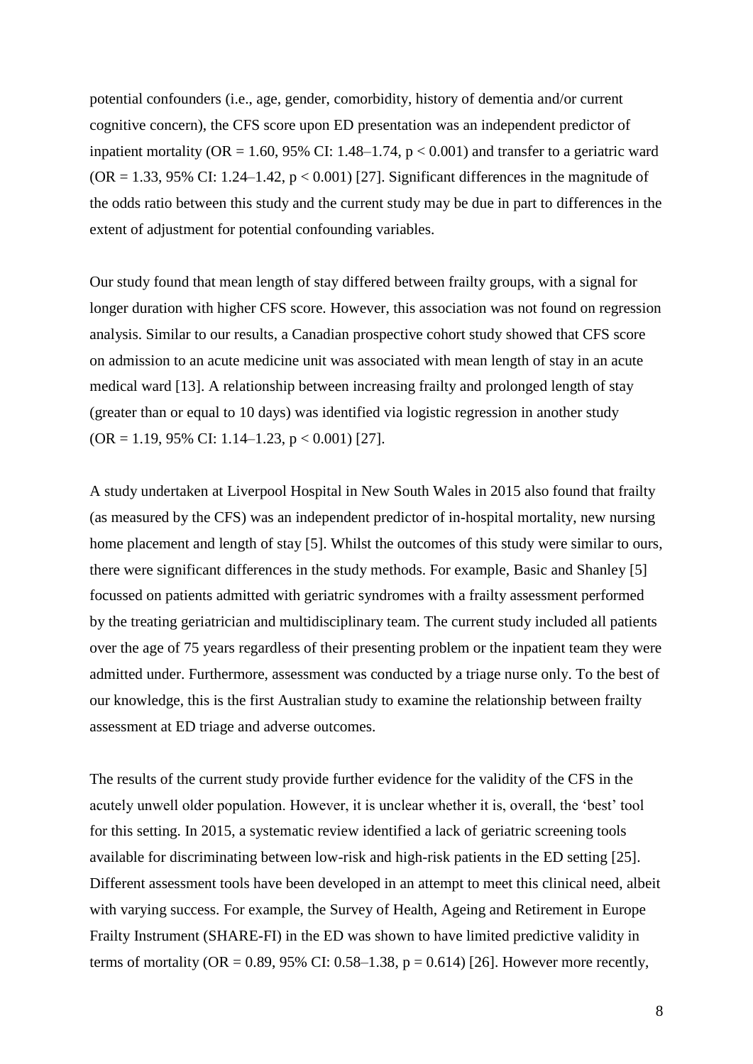potential confounders (i.e., age, gender, comorbidity, history of dementia and/or current cognitive concern), the CFS score upon ED presentation was an independent predictor of inpatient mortality (OR = 1.60, 95% CI: 1.48–1.74, $p < 0.001$) and transfer to a geriatric ward (OR = 1.33, 95% CI: 1.24–1.42, $p < 0.001$) [27]. Significant differences in the magnitude of the odds ratio between this study and the current study may be due in part to differences in the extent of adjustment for potential confounding variables.

Our study found that mean length of stay differed between frailty groups, with a signal for longer duration with higher CFS score. However, this association was not found on regression analysis. Similar to our results, a Canadian prospective cohort study showed that CFS score on admission to an acute medicine unit was associated with mean length of stay in an acute medical ward [13]. A relationship between increasing frailty and prolonged length of stay (greater than or equal to 10 days) was identified via logistic regression in another study (OR = 1.19, 95% CI: 1.14–1.23, $p < 0.001$) [27].

A study undertaken at Liverpool Hospital in New South Wales in 2015 also found that frailty (as measured by the CFS) was an independent predictor of in-hospital mortality, new nursing home placement and length of stay [5]. Whilst the outcomes of this study were similar to ours, there were significant differences in the study methods. For example, Basic and Shanley [5] focussed on patients admitted with geriatric syndromes with a frailty assessment performed by the treating geriatrician and multidisciplinary team. The current study included all patients over the age of 75 years regardless of their presenting problem or the inpatient team they were admitted under. Furthermore, assessment was conducted by a triage nurse only. To the best of our knowledge, this is the first Australian study to examine the relationship between frailty assessment at ED triage and adverse outcomes.

The results of the current study provide further evidence for the validity of the CFS in the acutely unwell older population. However, it is unclear whether it is, overall, the 'best' tool for this setting. In 2015, a systematic review identified a lack of geriatric screening tools available for discriminating between low-risk and high-risk patients in the ED setting [25]. Different assessment tools have been developed in an attempt to meet this clinical need, albeit with varying success. For example, the Survey of Health, Ageing and Retirement in Europe Frailty Instrument (SHARE-FI) in the ED was shown to have limited predictive validity in terms of mortality (OR = 0.89, 95% CI: 0.58–1.38, $p = 0.614$) [26]. However more recently,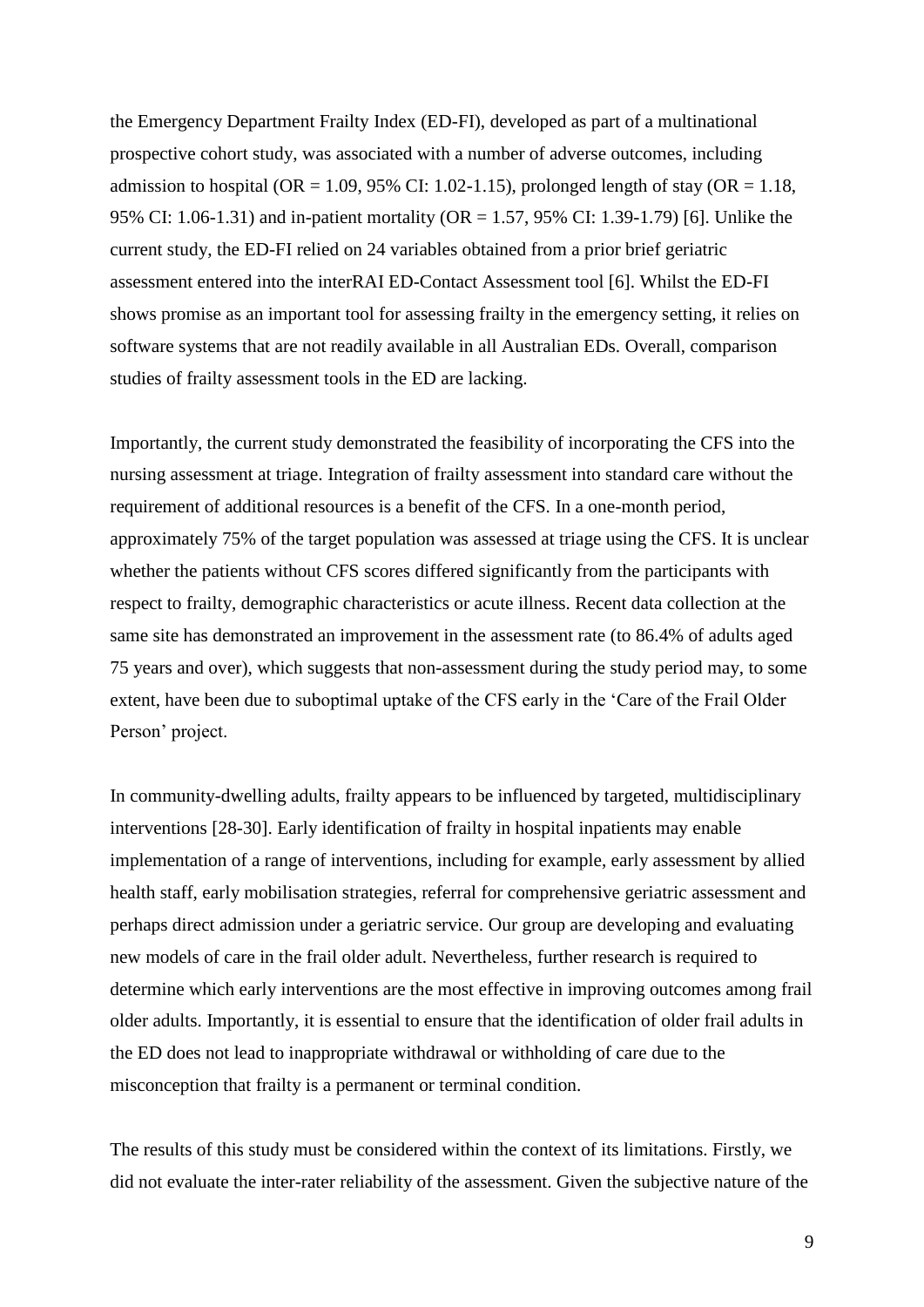the Emergency Department Frailty Index (ED-FI), developed as part of a multinational prospective cohort study, was associated with a number of adverse outcomes, including admission to hospital (OR = 1.09, 95% CI: 1.02-1.15), prolonged length of stay (OR = 1.18, 95% CI: 1.06-1.31) and in-patient mortality (OR = 1.57, 95% CI: 1.39-1.79) [6]. Unlike the current study, the ED-FI relied on 24 variables obtained from a prior brief geriatric assessment entered into the interRAI ED-Contact Assessment tool [6]. Whilst the ED-FI shows promise as an important tool for assessing frailty in the emergency setting, it relies on software systems that are not readily available in all Australian EDs. Overall, comparison studies of frailty assessment tools in the ED are lacking.

Importantly, the current study demonstrated the feasibility of incorporating the CFS into the nursing assessment at triage. Integration of frailty assessment into standard care without the requirement of additional resources is a benefit of the CFS. In a one-month period, approximately 75% of the target population was assessed at triage using the CFS. It is unclear whether the patients without CFS scores differed significantly from the participants with respect to frailty, demographic characteristics or acute illness. Recent data collection at the same site has demonstrated an improvement in the assessment rate (to 86.4% of adults aged 75 years and over), which suggests that non-assessment during the study period may, to some extent, have been due to suboptimal uptake of the CFS early in the 'Care of the Frail Older Person' project.

In community-dwelling adults, frailty appears to be influenced by targeted, multidisciplinary interventions [28-30]. Early identification of frailty in hospital inpatients may enable implementation of a range of interventions, including for example, early assessment by allied health staff, early mobilisation strategies, referral for comprehensive geriatric assessment and perhaps direct admission under a geriatric service. Our group are developing and evaluating new models of care in the frail older adult. Nevertheless, further research is required to determine which early interventions are the most effective in improving outcomes among frail older adults. Importantly, it is essential to ensure that the identification of older frail adults in the ED does not lead to inappropriate withdrawal or withholding of care due to the misconception that frailty is a permanent or terminal condition.

The results of this study must be considered within the context of its limitations. Firstly, we did not evaluate the inter-rater reliability of the assessment. Given the subjective nature of the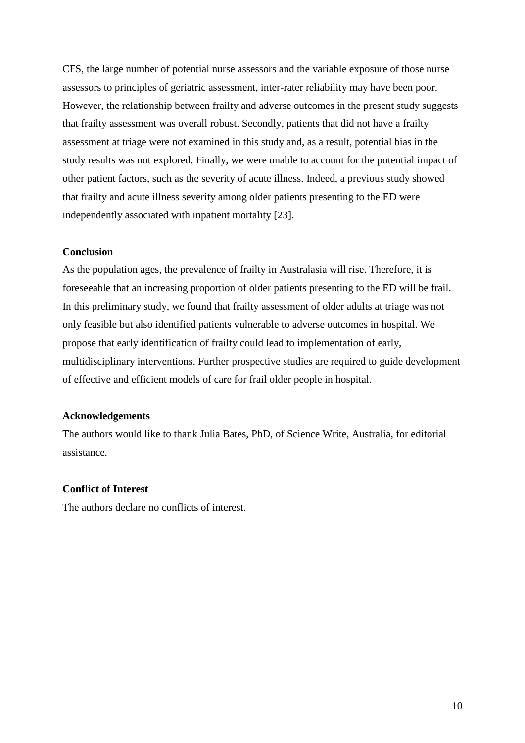CFS, the large number of potential nurse assessors and the variable exposure of those nurse assessors to principles of geriatric assessment, inter-rater reliability may have been poor. However, the relationship between frailty and adverse outcomes in the present study suggests that frailty assessment was overall robust. Secondly, patients that did not have a frailty assessment at triage were not examined in this study and, as a result, potential bias in the study results was not explored. Finally, we were unable to account for the potential impact of other patient factors, such as the severity of acute illness. Indeed, a previous study showed that frailty and acute illness severity among older patients presenting to the ED were independently associated with inpatient mortality [23].

**Conclusion**

As the population ages, the prevalence of frailty in Australasia will rise. Therefore, it is foreseeable that an increasing proportion of older patients presenting to the ED will be frail. In this preliminary study, we found that frailty assessment of older adults at triage was not only feasible but also identified patients vulnerable to adverse outcomes in hospital. We propose that early identification of frailty could lead to implementation of early, multidisciplinary interventions. Further prospective studies are required to guide development of effective and efficient models of care for frail older people in hospital.

**Acknowledgements**

The authors would like to thank Julia Bates, PhD, of Science Write, Australia, for editorial assistance.

**Conflict of Interest**

The authors declare no conflicts of interest.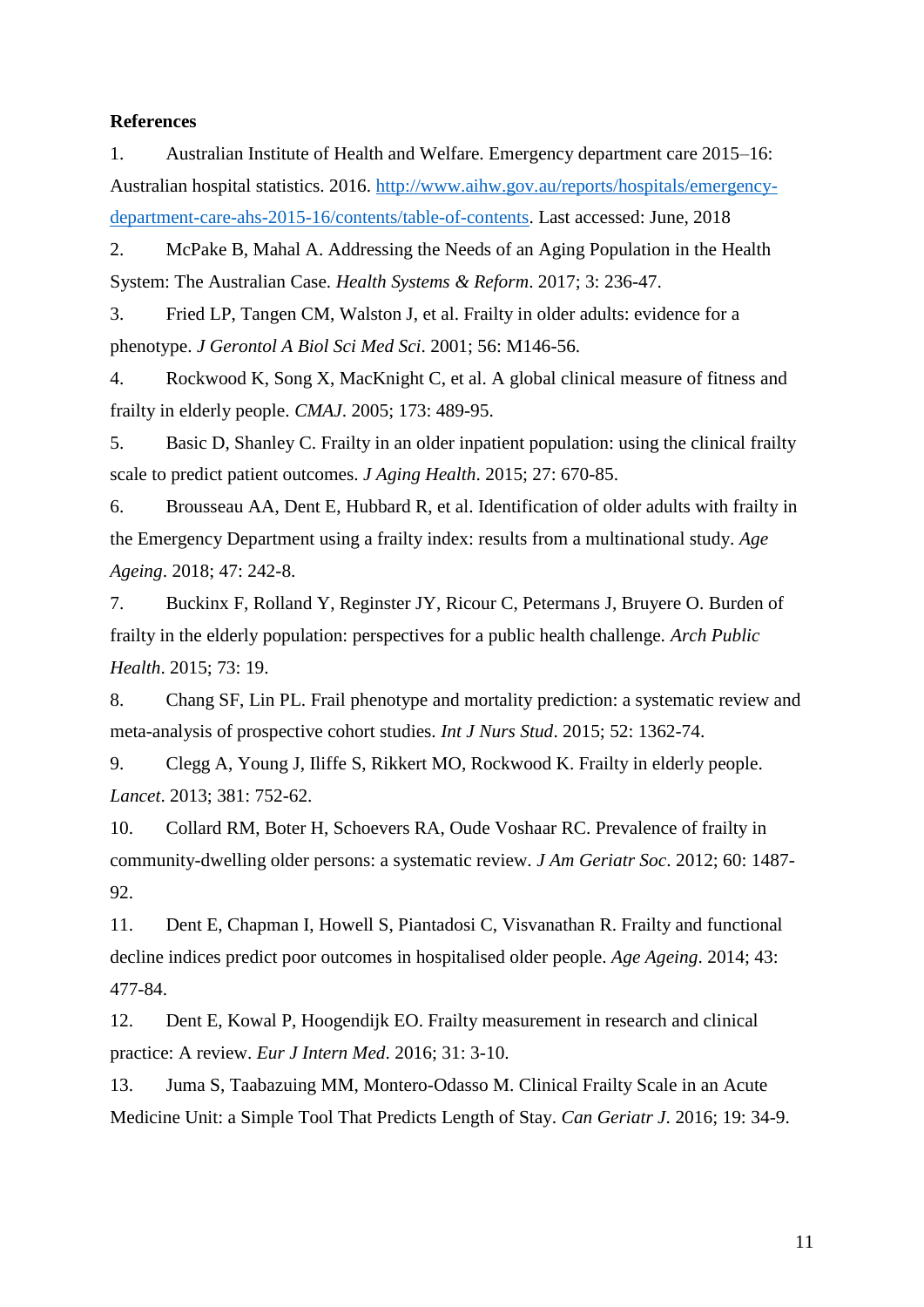**References**

1. Australian Institute of Health and Welfare. Emergency department care 2015–16: Australian hospital statistics. 2016. [http://www.aihw.gov.au/reports/hospitals/emergency-department-care-ahs-2015-16/contents/table-of-contents](http://www.aihw.gov.au/reports/hospitals/emergency-department-care-ahs-2015-16/contents/table-of-contents). Last accessed: June, 2018

2. McPake B, Mahal A. Addressing the Needs of an Aging Population in the Health System: The Australian Case. *Health Systems & Reform*. 2017; 3: 236-47.

3. Fried LP, Tangen CM, Walston J, et al. Frailty in older adults: evidence for a phenotype. *J Gerontol A Biol Sci Med Sci*. 2001; 56: M146-56.

4. Rockwood K, Song X, MacKnight C, et al. A global clinical measure of fitness and frailty in elderly people. *CMAJ*. 2005; 173: 489-95.

5. Basic D, Shanley C. Frailty in an older inpatient population: using the clinical frailty scale to predict patient outcomes. *J Aging Health*. 2015; 27: 670-85.

6. Brousseau AA, Dent E, Hubbard R, et al. Identification of older adults with frailty in the Emergency Department using a frailty index: results from a multinational study. *Age Ageing*. 2018; 47: 242-8.

7. Buckinx F, Rolland Y, Reginster JY, Ricour C, Petermans J, Bruyere O. Burden of frailty in the elderly population: perspectives for a public health challenge. *Arch Public Health*. 2015; 73: 19.

8. Chang SF, Lin PL. Frail phenotype and mortality prediction: a systematic review and meta-analysis of prospective cohort studies. *Int J Nurs Stud*. 2015; 52: 1362-74.

9. Clegg A, Young J, Iliffe S, Rikkert MO, Rockwood K. Frailty in elderly people. *Lancet*. 2013; 381: 752-62.

10. Collard RM, Boter H, Schoevers RA, Oude Voshaar RC. Prevalence of frailty in community-dwelling older persons: a systematic review. *J Am Geriatr Soc*. 2012; 60: 1487-92.

11. Dent E, Chapman I, Howell S, Piantadosi C, Visvanathan R. Frailty and functional decline indices predict poor outcomes in hospitalised older people. *Age Ageing*. 2014; 43: 477-84.

12. Dent E, Kowal P, Hoogendijk EO. Frailty measurement in research and clinical practice: A review. *Eur J Intern Med*. 2016; 31: 3-10.

13. Juma S, Taabazuing MM, Montero-Odasso M. Clinical Frailty Scale in an Acute Medicine Unit: a Simple Tool That Predicts Length of Stay. *Can Geriatr J*. 2016; 19: 34-9.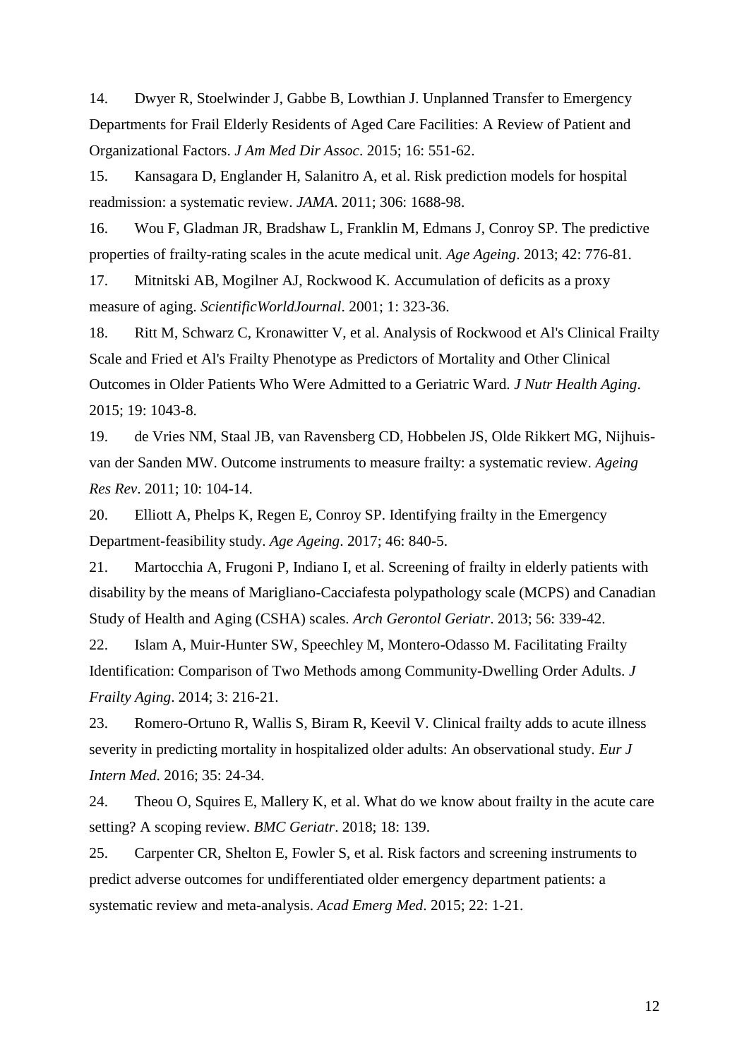14. Dwyer R, Stoelwinder J, Gabbe B, Lowthian J. Unplanned Transfer to Emergency Departments for Frail Elderly Residents of Aged Care Facilities: A Review of Patient and Organizational Factors. *J Am Med Dir Assoc*. 2015; 16: 551-62.

15. Kansagara D, Englander H, Salanitro A, et al. Risk prediction models for hospital readmission: a systematic review. *JAMA*. 2011; 306: 1688-98.

16. Wou F, Gladman JR, Bradshaw L, Franklin M, Edmans J, Conroy SP. The predictive properties of frailty-rating scales in the acute medical unit. *Age Ageing*. 2013; 42: 776-81.

17. Mitnitski AB, Mogilner AJ, Rockwood K. Accumulation of deficits as a proxy measure of aging. *ScientificWorldJournal*. 2001; 1: 323-36.

18. Ritt M, Schwarz C, Kronawitter V, et al. Analysis of Rockwood et Al's Clinical Frailty Scale and Fried et Al's Frailty Phenotype as Predictors of Mortality and Other Clinical Outcomes in Older Patients Who Were Admitted to a Geriatric Ward. *J Nutr Health Aging*. 2015; 19: 1043-8.

19. de Vries NM, Staal JB, van Ravensberg CD, Hobbelen JS, Olde Rikkert MG, Nijhuis-van der Sanden MW. Outcome instruments to measure frailty: a systematic review. *Ageing Res Rev*. 2011; 10: 104-14.

20. Elliott A, Phelps K, Regen E, Conroy SP. Identifying frailty in the Emergency Department-feasibility study. *Age Ageing*. 2017; 46: 840-5.

21. Martocchia A, Frugoni P, Indiano I, et al. Screening of frailty in elderly patients with disability by the means of Marigliano-Cacciafesta polypathology scale (MCPS) and Canadian Study of Health and Aging (CSHA) scales. *Arch Gerontol Geriatr*. 2013; 56: 339-42.

22. Islam A, Muir-Hunter SW, Speechley M, Montero-Odasso M. Facilitating Frailty Identification: Comparison of Two Methods among Community-Dwelling Order Adults. *J Frailty Aging*. 2014; 3: 216-21.

23. Romero-Ortuno R, Wallis S, Biram R, Keevil V. Clinical frailty adds to acute illness severity in predicting mortality in hospitalized older adults: An observational study. *Eur J Intern Med*. 2016; 35: 24-34.

24. Theou O, Squires E, Mallery K, et al. What do we know about frailty in the acute care setting? A scoping review. *BMC Geriatr*. 2018; 18: 139.

25. Carpenter CR, Shelton E, Fowler S, et al. Risk factors and screening instruments to predict adverse outcomes for undifferentiated older emergency department patients: a systematic review and meta-analysis. *Acad Emerg Med*. 2015; 22: 1-21.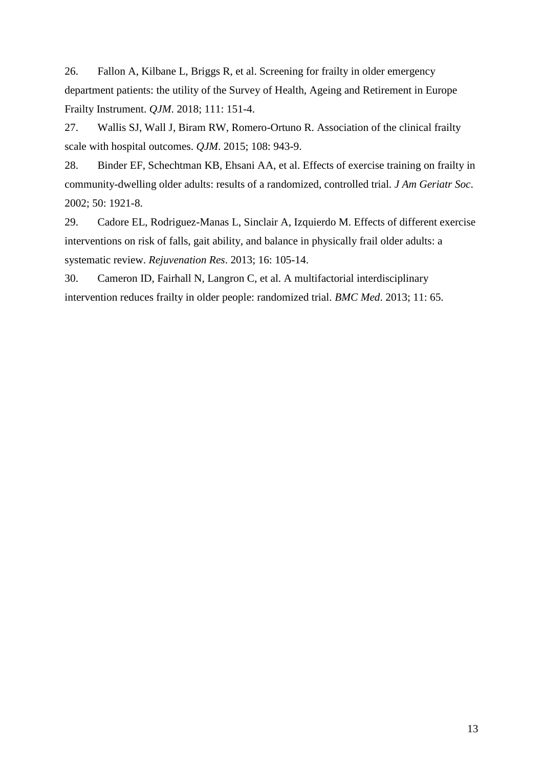26. Fallon A, Kilbane L, Briggs R, et al. Screening for frailty in older emergency department patients: the utility of the Survey of Health, Ageing and Retirement in Europe Frailty Instrument. *QJM*. 2018; 111: 151-4.

27. Wallis SJ, Wall J, Biram RW, Romero-Ortuno R. Association of the clinical frailty scale with hospital outcomes. *QJM*. 2015; 108: 943-9.

28. Binder EF, Schechtman KB, Ehsani AA, et al. Effects of exercise training on frailty in community-dwelling older adults: results of a randomized, controlled trial. *J Am Geriatr Soc*. 2002; 50: 1921-8.

29. Cadore EL, Rodriguez-Manas L, Sinclair A, Izquierdo M. Effects of different exercise interventions on risk of falls, gait ability, and balance in physically frail older adults: a systematic review. *Rejuvenation Res*. 2013; 16: 105-14.

30. Cameron ID, Fairhall N, Langron C, et al. A multifactorial interdisciplinary intervention reduces frailty in older people: randomized trial. *BMC Med*. 2013; 11: 65.